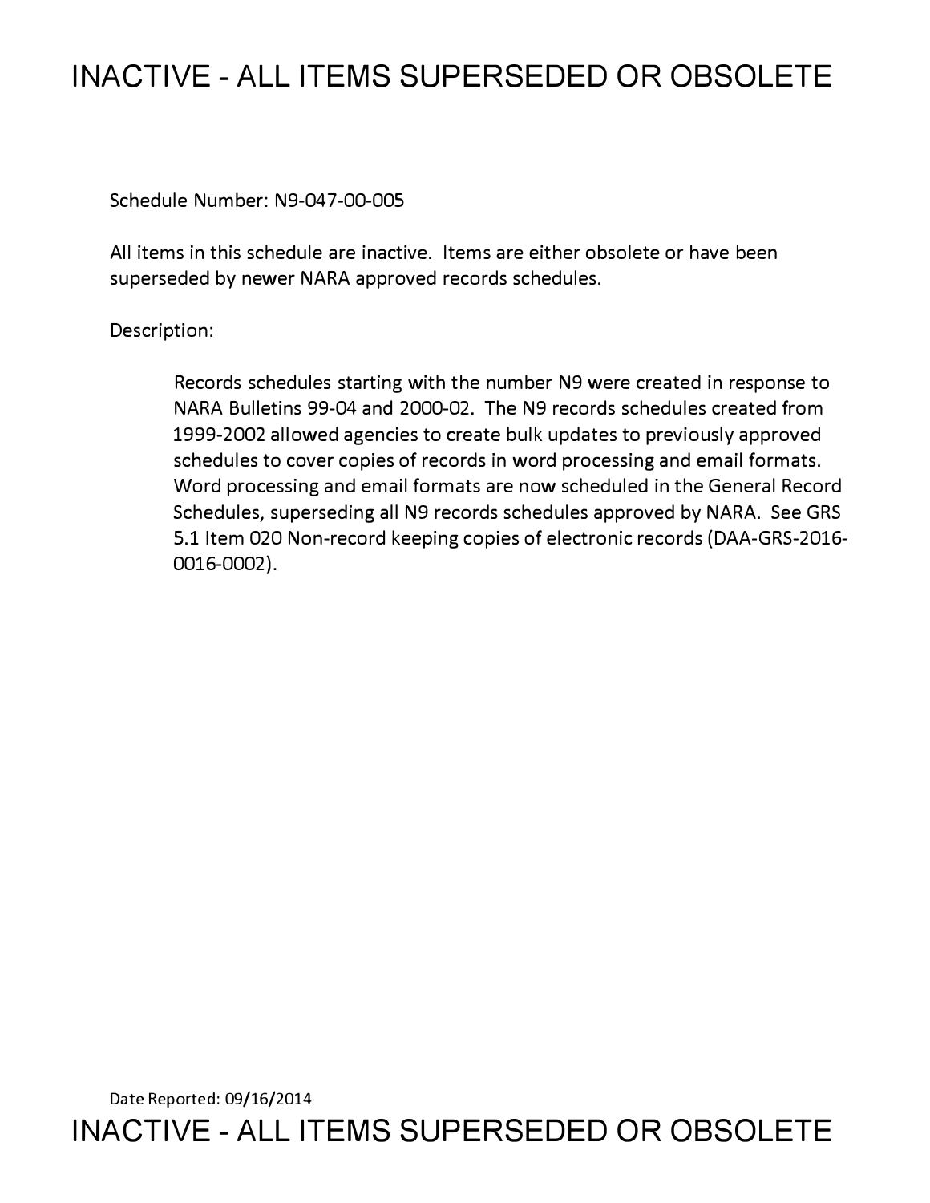# INACTIVE - ALL ITEMS SUPERSEDED OR OBSOLETE

Schedule Number: N9-047-00-005

All items in this schedule are inactive. Items are either obsolete or have been superseded by newer NARA approved records schedules.

Description:

> Records schedules starting with the number N9 were created in response to NARA Bulletins 99-04 and 2000-02. The N9 records schedules created from 1999-2002 allowed agencies to create bulk updates to previously approved schedules to cover copies of records in word processing and email formats. Word processing and email formats are now scheduled in the General Record Schedules, superseding all N9 records schedules approved by NARA. See GRS 5.1 Item 020 Non-record keeping copies of electronic records (DAA-GRS-2016-0016-0002).

Date Reported: 09/16/2014

# INACTIVE - ALL ITEMS SUPERSEDED OR OBSOLETE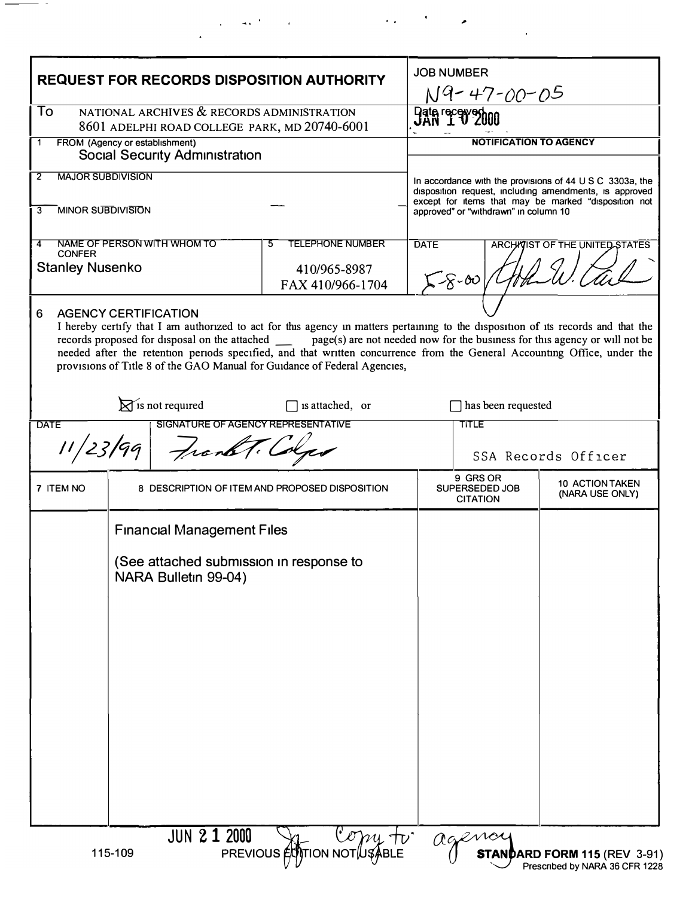| **REQUEST FOR RECORDS DISPOSITION AUTHORITY** | | | JOB NUMBER N9-47-00-05 | |
|---|---|---|---|---|
| To NATIONAL ARCHIVES & RECORDS ADMINISTRATION 8601 ADELPHI ROAD COLLEGE PARK, MD 20740-6001 | | | Date received JAN 10 2000 | |
| 1 FROM (Agency or establishment) Social Security Administration | | | **NOTIFICATION TO AGENCY** | |
| 2 MAJOR SUBDIVISION | | | In accordance with the provisions of 44 U S C 3303a, the disposition request, including amendments, is approved except for items that may be marked "disposition not approved" or "withdrawn" in column 10 | |
| 3 MINOR SUBDIVISION | | | | |
| 4 NAME OF PERSON WITH WHOM TO CONFER Stanley Nusenko | 5 TELEPHONE NUMBER 410/965-8987 FAX 410/966-1704 | | DATE 5-8-00 | ARCHIVIST OF THE UNITED STATES [signature] |

6 AGENCY CERTIFICATION

I hereby certify that I am authorized to act for this agency in matters pertaining to the disposition of its records and that the records proposed for disposal on the attached ___ page(s) are not needed now for the business for this agency or will not be needed after the retention periods specified, and that written concurrence from the General Accounting Office, under the provisions of Title 8 of the GAO Manual for Guidance of Federal Agencies,

☒ is not required ☐ is attached, or ☐ has been requested

| DATE | SIGNATURE OF AGENCY REPRESENTATIVE | TITLE |
|---|---|---|
| 11/23/99 | [signature] | SSA Records Officer |

| 7 ITEM NO | 8 DESCRIPTION OF ITEM AND PROPOSED DISPOSITION | 9 GRS OR SUPERSEDED JOB CITATION | 10 ACTION TAKEN (NARA USE ONLY) |
|---|---|---|---|
| | Financial Management Files<br><br>(See attached submission in response to NARA Bulletin 99-04) | | |

JUN 21 2000 Copy to agency

115-109 PREVIOUS EDITION NOT USABLE **STANDARD FORM 115** (REV 3-91) Prescribed by NARA 36 CFR 1228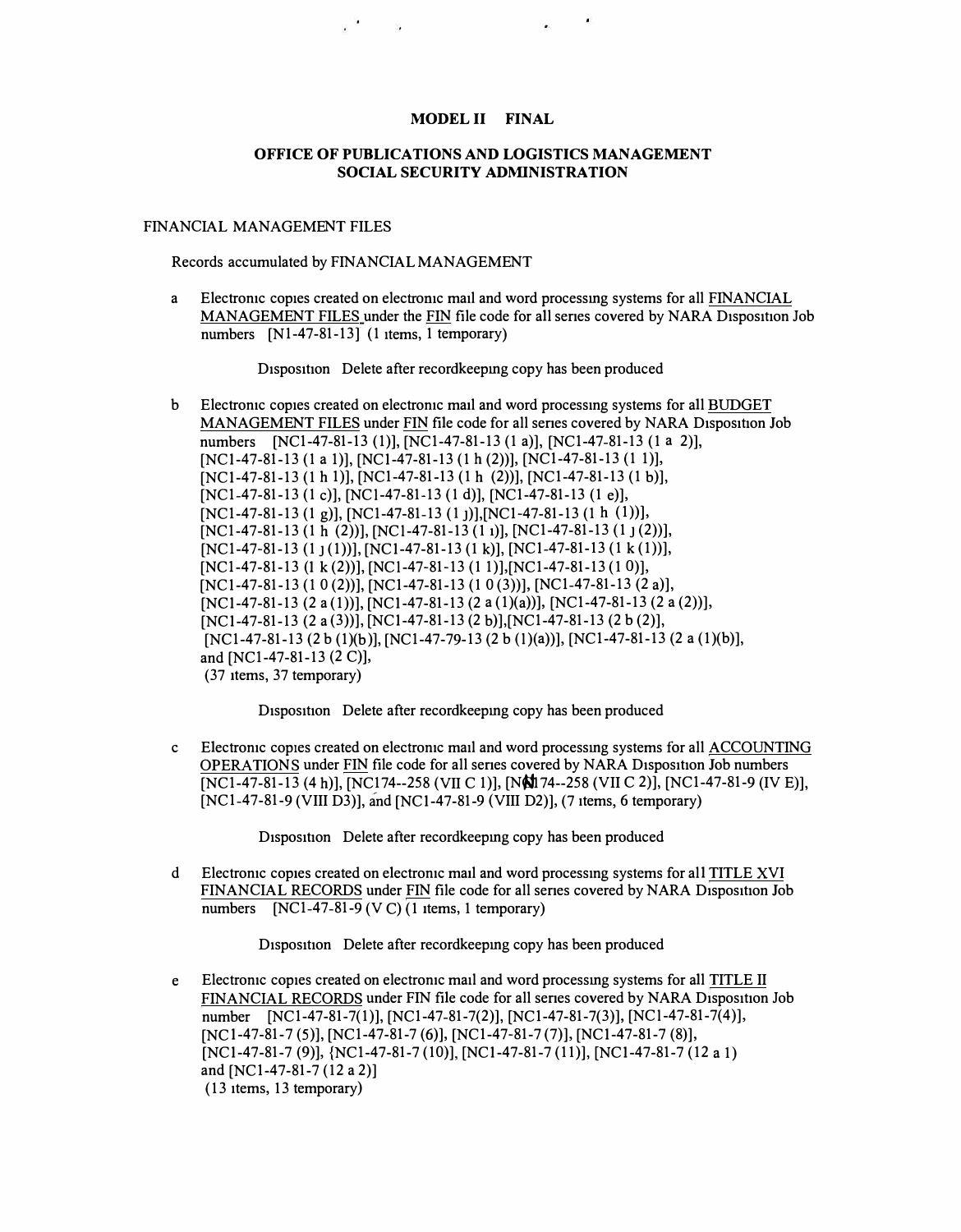**MODEL II FINAL**

**OFFICE OF PUBLICATIONS AND LOGISTICS MANAGEMENT**
**SOCIAL SECURITY ADMINISTRATION**

FINANCIAL MANAGEMENT FILES

Records accumulated by FINANCIAL MANAGEMENT

a Electronic copies created on electronic mail and word processing systems for all FINANCIAL MANAGEMENT FILES under the FIN file code for all series covered by NARA Disposition Job numbers [N1-47-81-13] (1 items, 1 temporary)

Disposition Delete after recordkeeping copy has been produced

b Electronic copies created on electronic mail and word processing systems for all BUDGET MANAGEMENT FILES under FIN file code for all series covered by NARA Disposition Job numbers [NC1-47-81-13 (1)], [NC1-47-81-13 (1 a)], [NC1-47-81-13 (1 a 2)], [NC1-47-81-13 (1 a 1)], [NC1-47-81-13 (1 h (2))], [NC1-47-81-13 (1 1)], [NC1-47-81-13 (1 h 1)], [NC1-47-81-13 (1 h (2))], [NC1-47-81-13 (1 b)], [NC1-47-81-13 (1 c)], [NC1-47-81-13 (1 d)], [NC1-47-81-13 (1 e)], [NC1-47-81-13 (1 g)], [NC1-47-81-13 (1 j)],[NC1-47-81-13 (1 h (1))], [NC1-47-81-13 (1 h (2))], [NC1-47-81-13 (1 i)], [NC1-47-81-13 (1 j (2))], [NC1-47-81-13 (1 j (1))], [NC1-47-81-13 (1 k)], [NC1-47-81-13 (1 k (1))], [NC1-47-81-13 (1 k (2))], [NC1-47-81-13 (1 1)],[NC1-47-81-13 (1 0)], [NC1-47-81-13 (1 0 (2))], [NC1-47-81-13 (1 0 (3))], [NC1-47-81-13 (2 a)], [NC1-47-81-13 (2 a (1))], [NC1-47-81-13 (2 a (1)(a))], [NC1-47-81-13 (2 a (2))], [NC1-47-81-13 (2 a (3))], [NC1-47-81-13 (2 b)],[NC1-47-81-13 (2 b (2)], [NC1-47-81-13 (2 b (1)(b)], [NC1-47-79-13 (2 b (1)(a))], [NC1-47-81-13 (2 a (1)(b)], and [NC1-47-81-13 (2 C)], (37 items, 37 temporary)

Disposition Delete after recordkeeping copy has been produced

c Electronic copies created on electronic mail and word processing systems for all ACCOUNTING OPERATIONS under FIN file code for all series covered by NARA Disposition Job numbers [NC1-47-81-13 (4 h)], [NC174--258 (VII C 1)], [NC174--258 (VII C 2)], [NC1-47-81-9 (IV E)], [NC1-47-81-9 (VIII D3)], and [NC1-47-81-9 (VIII D2)], (7 items, 6 temporary)

Disposition Delete after recordkeeping copy has been produced

d Electronic copies created on electronic mail and word processing systems for all TITLE XVI FINANCIAL RECORDS under FIN file code for all series covered by NARA Disposition Job numbers [NC1-47-81-9 (V C) (1 items, 1 temporary)

Disposition Delete after recordkeeping copy has been produced

e Electronic copies created on electronic mail and word processing systems for all TITLE II FINANCIAL RECORDS under FIN file code for all series covered by NARA Disposition Job number [NC1-47-81-7(1)], [NC1-47-81-7(2)], [NC1-47-81-7(3)], [NC1-47-81-7(4)], [NC1-47-81-7 (5)], [NC1-47-81-7 (6)], [NC1-47-81-7 (7)], [NC1-47-81-7 (8)], [NC1-47-81-7 (9)], {NC1-47-81-7 (10)], [NC1-47-81-7 (11)], [NC1-47-81-7 (12 a 1) and [NC1-47-81-7 (12 a 2)] (13 items, 13 temporary)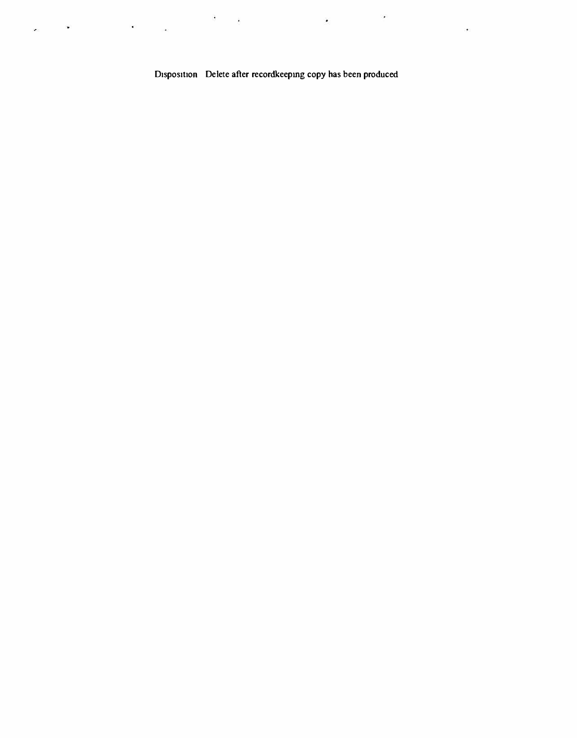Disposition Delete after recordkeeping copy has been produced